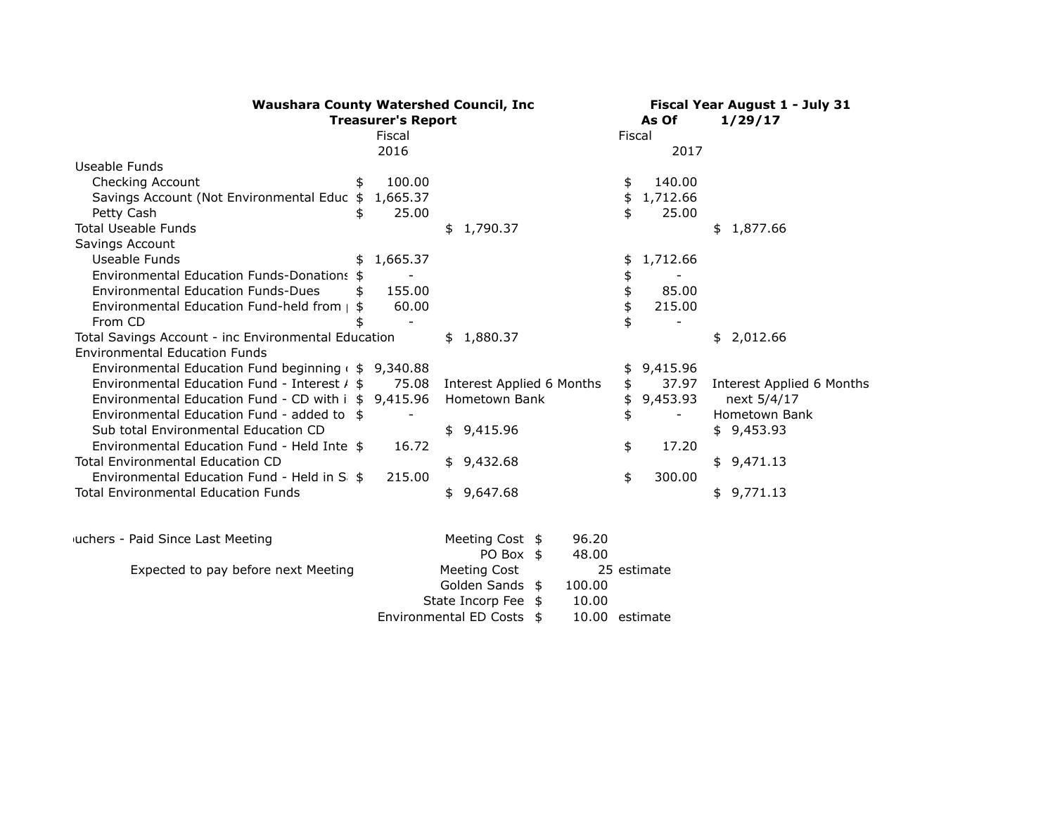**Waushara County Watershed Council, Inc**
**Treasurer's Report**

**Fiscal Year August 1 - July 31**
**As Of 1/29/17**

| | Fiscal 2016 | | Fiscal 2017 | |
|---|---|---|---|---|
| Useable Funds | | | | |
| Checking Account | $ 100.00 | | $ 140.00 | |
| Savings Account (Not Environmental Educ | $ 1,665.37 | | $ 1,712.66 | |
| Petty Cash | $ 25.00 | | $ 25.00 | |
| Total Useable Funds | | $ 1,790.37 | | $ 1,877.66 |
| Savings Account | | | | |
| Useable Funds | $ 1,665.37 | | $ 1,712.66 | |
| Environmental Education Funds-Donations | $ - | | $ - | |
| Environmental Education Funds-Dues | $ 155.00 | | $ 85.00 | |
| Environmental Education Fund-held from | $ 60.00 | | $ 215.00 | |
| From CD | $ - | | $ - | |
| Total Savings Account - inc Environmental Education | | $ 1,880.37 | | $ 2,012.66 |
| Environmental Education Funds | | | | |
| Environmental Education Fund beginning | $ 9,340.88 | | $ 9,415.96 | |
| Environmental Education Fund - Interest | $ 75.08 | Interest Applied 6 Months | $ 37.97 | Interest Applied 6 Months |
| Environmental Education Fund - CD with i | $ 9,415.96 | Hometown Bank | $ 9,453.93 | next 5/4/17 |
| Environmental Education Fund - added to | $ - | | $ - | Hometown Bank |
| Sub total Environmental Education CD | | $ 9,415.96 | | $ 9,453.93 |
| Environmental Education Fund - Held Inte | $ 16.72 | | $ 17.20 | |
| Total Environmental Education CD | | $ 9,432.68 | | $ 9,471.13 |
| Environmental Education Fund - Held in S | $ 215.00 | | $ 300.00 | |
| Total Environmental Education Funds | | $ 9,647.68 | | $ 9,771.13 |

| | | | |
|---|---|---|---|
| uchers - Paid Since Last Meeting | Meeting Cost | $ 96.20 | |
| | PO Box | $ 48.00 | |
| Expected to pay before next Meeting | Meeting Cost | 25 | estimate |
| | Golden Sands | $ 100.00 | |
| | State Incorp Fee | $ 10.00 | |
| | Environmental ED Costs | $ 10.00 | estimate |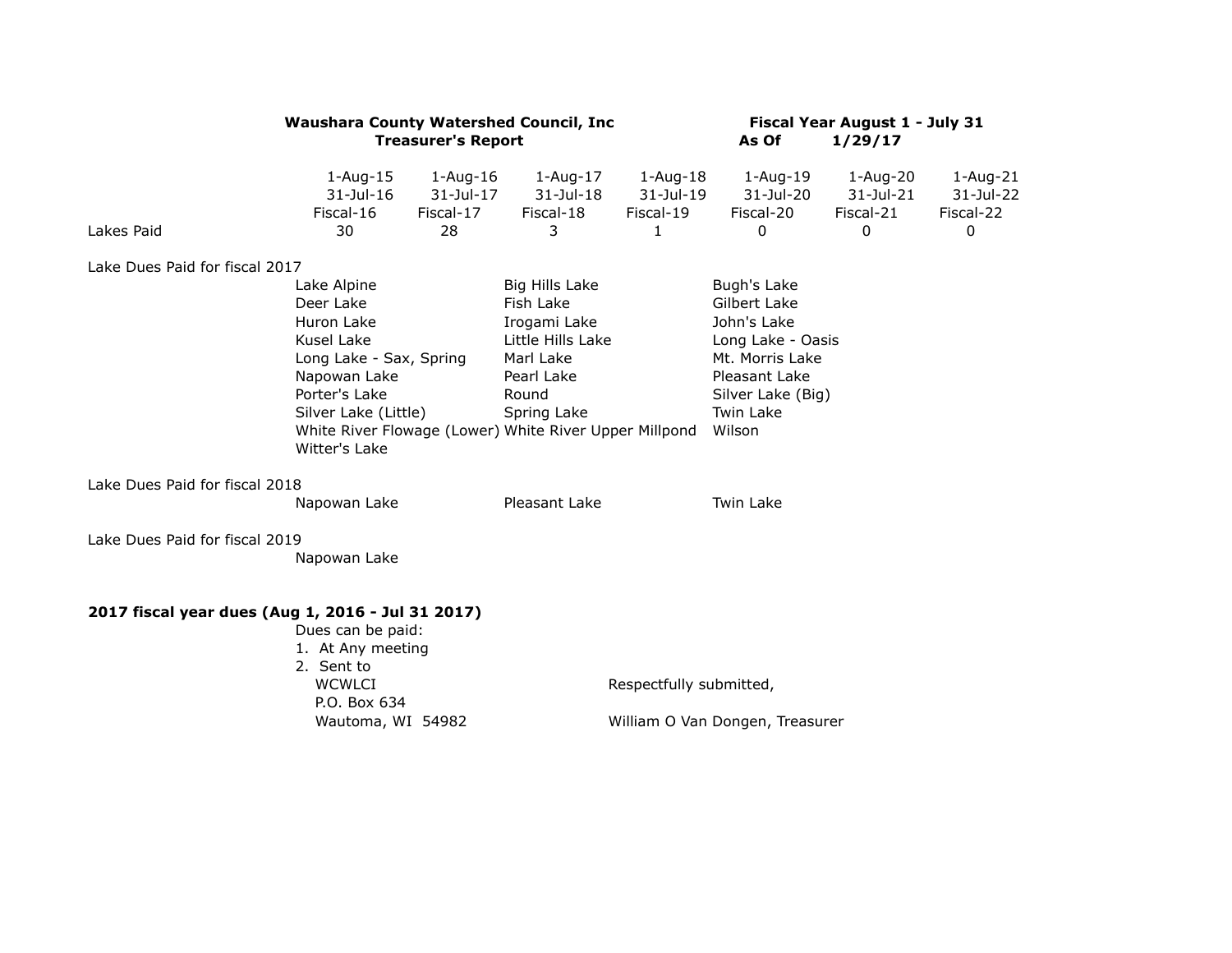**Waushara County Watershed Council, Inc**
**Treasurer's Report**

**Fiscal Year August 1 - July 31**
**As Of 1/29/17**

| | 1-Aug-15 31-Jul-16 Fiscal-16 | 1-Aug-16 31-Jul-17 Fiscal-17 | 1-Aug-17 31-Jul-18 Fiscal-18 | 1-Aug-18 31-Jul-19 Fiscal-19 | 1-Aug-19 31-Jul-20 Fiscal-20 | 1-Aug-20 31-Jul-21 Fiscal-21 | 1-Aug-21 31-Jul-22 Fiscal-22 |
|---|---|---|---|---|---|---|---|
| Lakes Paid | 30 | 28 | 3 | 1 | 0 | 0 | 0 |

Lake Dues Paid for fiscal 2017

| | | |
|---|---|---|
| Lake Alpine | Big Hills Lake | Bugh's Lake |
| Deer Lake | Fish Lake | Gilbert Lake |
| Huron Lake | Irogami Lake | John's Lake |
| Kusel Lake | Little Hills Lake | Long Lake - Oasis |
| Long Lake - Sax, Spring | Marl Lake | Mt. Morris Lake |
| Napowan Lake | Pearl Lake | Pleasant Lake |
| Porter's Lake | Round | Silver Lake (Big) |
| Silver Lake (Little) | Spring Lake | Twin Lake |
| White River Flowage (Lower) | White River Upper Millpond | Wilson |
| Witter's Lake | | |

Lake Dues Paid for fiscal 2018

| | | |
|---|---|---|
| Napowan Lake | Pleasant Lake | Twin Lake |

Lake Dues Paid for fiscal 2019

Napowan Lake

**2017 fiscal year dues (Aug 1, 2016 - Jul 31 2017)**

Dues can be paid:

1. At Any meeting
2. Sent to
   WCWLCI
   P.O. Box 634
   Wautoma, WI 54982

Respectfully submitted,

William O Van Dongen, Treasurer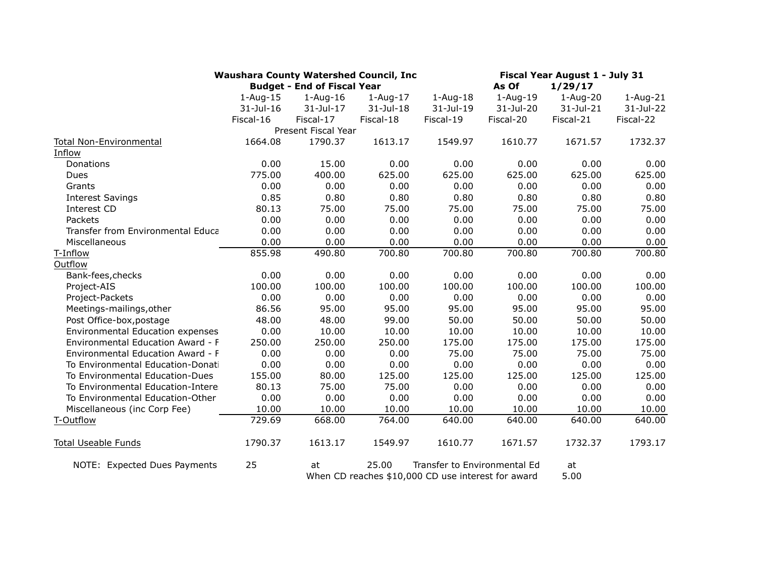**Waushara County Watershed Council, Inc** | **Fiscal Year August 1 - July 31**

**Budget - End of Fiscal Year** | **As Of 1/29/17**

| | 1-Aug-15 | 1-Aug-16 | 1-Aug-17 | 1-Aug-18 | 1-Aug-19 | 1-Aug-20 | 1-Aug-21 |
|---|---|---|---|---|---|---|---|
| | 31-Jul-16 | 31-Jul-17 | 31-Jul-18 | 31-Jul-19 | 31-Jul-20 | 31-Jul-21 | 31-Jul-22 |
| | Fiscal-16 | Fiscal-17 | Fiscal-18 | Fiscal-19 | Fiscal-20 | Fiscal-21 | Fiscal-22 |
| | | Present Fiscal Year | | | | | |
| Total Non-Environmental | 1664.08 | 1790.37 | 1613.17 | 1549.97 | 1610.77 | 1671.57 | 1732.37 |
| Inflow | | | | | | | |
| Donations | 0.00 | 15.00 | 0.00 | 0.00 | 0.00 | 0.00 | 0.00 |
| Dues | 775.00 | 400.00 | 625.00 | 625.00 | 625.00 | 625.00 | 625.00 |
| Grants | 0.00 | 0.00 | 0.00 | 0.00 | 0.00 | 0.00 | 0.00 |
| Interest Savings | 0.85 | 0.80 | 0.80 | 0.80 | 0.80 | 0.80 | 0.80 |
| Interest CD | 80.13 | 75.00 | 75.00 | 75.00 | 75.00 | 75.00 | 75.00 |
| Packets | 0.00 | 0.00 | 0.00 | 0.00 | 0.00 | 0.00 | 0.00 |
| Transfer from Environmental Educa | 0.00 | 0.00 | 0.00 | 0.00 | 0.00 | 0.00 | 0.00 |
| Miscellaneous | 0.00 | 0.00 | 0.00 | 0.00 | 0.00 | 0.00 | 0.00 |
| T-Inflow | 855.98 | 490.80 | 700.80 | 700.80 | 700.80 | 700.80 | 700.80 |
| Outflow | | | | | | | |
| Bank-fees,checks | 0.00 | 0.00 | 0.00 | 0.00 | 0.00 | 0.00 | 0.00 |
| Project-AIS | 100.00 | 100.00 | 100.00 | 100.00 | 100.00 | 100.00 | 100.00 |
| Project-Packets | 0.00 | 0.00 | 0.00 | 0.00 | 0.00 | 0.00 | 0.00 |
| Meetings-mailings,other | 86.56 | 95.00 | 95.00 | 95.00 | 95.00 | 95.00 | 95.00 |
| Post Office-box,postage | 48.00 | 48.00 | 99.00 | 50.00 | 50.00 | 50.00 | 50.00 |
| Environmental Education expenses | 0.00 | 10.00 | 10.00 | 10.00 | 10.00 | 10.00 | 10.00 |
| Environmental Education Award - F | 250.00 | 250.00 | 250.00 | 175.00 | 175.00 | 175.00 | 175.00 |
| Environmental Education Award - F | 0.00 | 0.00 | 0.00 | 75.00 | 75.00 | 75.00 | 75.00 |
| To Environmental Education-Donati | 0.00 | 0.00 | 0.00 | 0.00 | 0.00 | 0.00 | 0.00 |
| To Environmental Education-Dues | 155.00 | 80.00 | 125.00 | 125.00 | 125.00 | 125.00 | 125.00 |
| To Environmental Education-Intere | 80.13 | 75.00 | 75.00 | 0.00 | 0.00 | 0.00 | 0.00 |
| To Environmental Education-Other | 0.00 | 0.00 | 0.00 | 0.00 | 0.00 | 0.00 | 0.00 |
| Miscellaneous (inc Corp Fee) | 10.00 | 10.00 | 10.00 | 10.00 | 10.00 | 10.00 | 10.00 |
| T-Outflow | 729.69 | 668.00 | 764.00 | 640.00 | 640.00 | 640.00 | 640.00 |
| | | | | | | | |
| Total Useable Funds | 1790.37 | 1613.17 | 1549.97 | 1610.77 | 1671.57 | 1732.37 | 1793.17 |

NOTE: Expected Dues Payments 25 at 25.00 Transfer to Environmental Ed at 5.00

When CD reaches $10,000 CD use interest for award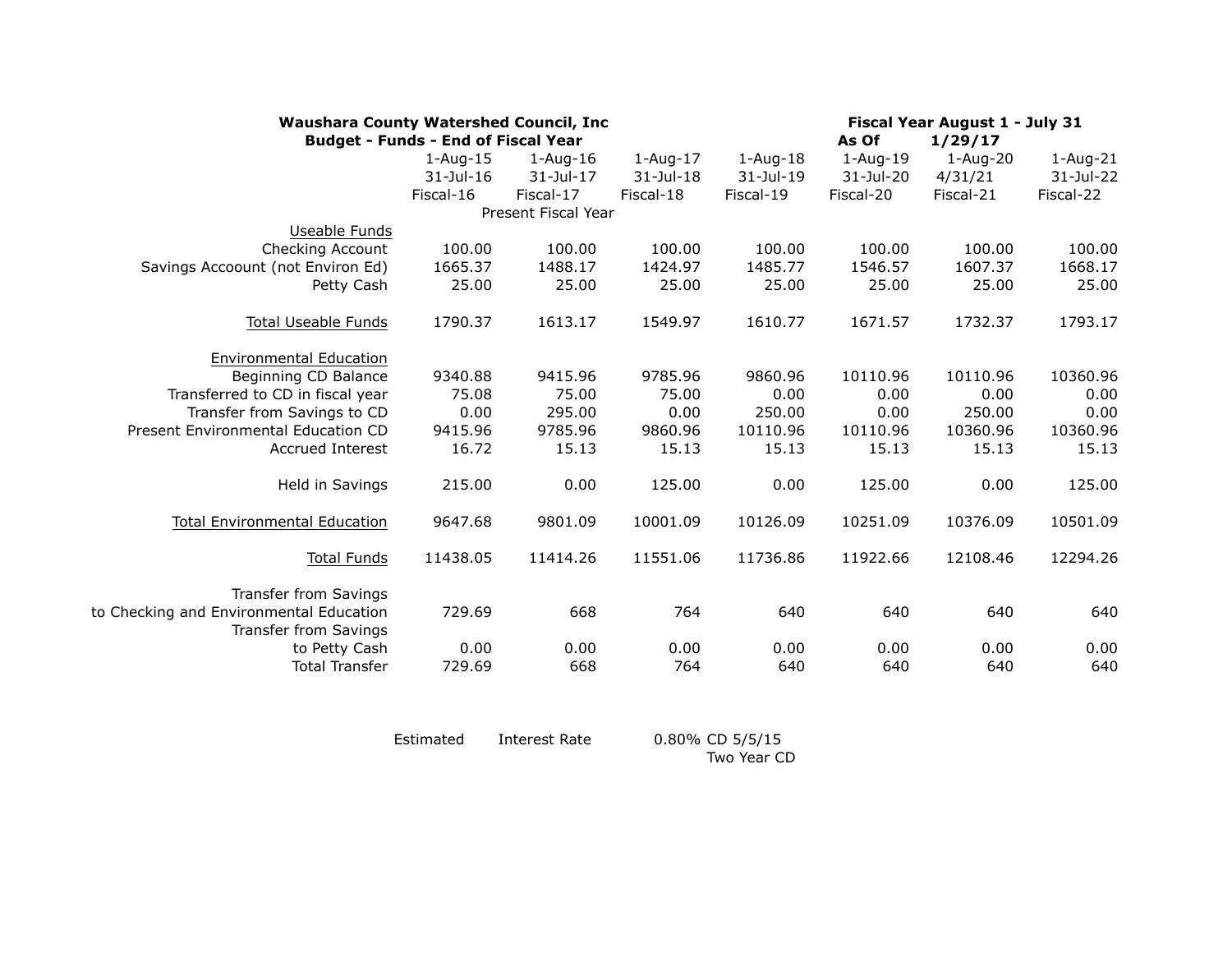**Waushara County Watershed Council, Inc**
**Budget - Funds - End of Fiscal Year**

**Fiscal Year August 1 - July 31**
**As Of 1/29/17**

| | 1-Aug-15<br>31-Jul-16<br>Fiscal-16 | 1-Aug-16<br>31-Jul-17<br>Fiscal-17<br>Present Fiscal Year | 1-Aug-17<br>31-Jul-18<br>Fiscal-18 | 1-Aug-18<br>31-Jul-19<br>Fiscal-19 | 1-Aug-19<br>31-Jul-20<br>Fiscal-20 | 1-Aug-20<br>4/31/21<br>Fiscal-21 | 1-Aug-21<br>31-Jul-22<br>Fiscal-22 |
|---|---|---|---|---|---|---|---|
| Useable Funds | | | | | | | |
| Checking Account | 100.00 | 100.00 | 100.00 | 100.00 | 100.00 | 100.00 | 100.00 |
| Savings Accoount (not Environ Ed) | 1665.37 | 1488.17 | 1424.97 | 1485.77 | 1546.57 | 1607.37 | 1668.17 |
| Petty Cash | 25.00 | 25.00 | 25.00 | 25.00 | 25.00 | 25.00 | 25.00 |
| Total Useable Funds | 1790.37 | 1613.17 | 1549.97 | 1610.77 | 1671.57 | 1732.37 | 1793.17 |
| Environmental Education | | | | | | | |
| Beginning CD Balance | 9340.88 | 9415.96 | 9785.96 | 9860.96 | 10110.96 | 10110.96 | 10360.96 |
| Transferred to CD in fiscal year | 75.08 | 75.00 | 75.00 | 0.00 | 0.00 | 0.00 | 0.00 |
| Transfer from Savings to CD | 0.00 | 295.00 | 0.00 | 250.00 | 0.00 | 250.00 | 0.00 |
| Present Environmental Education CD | 9415.96 | 9785.96 | 9860.96 | 10110.96 | 10110.96 | 10360.96 | 10360.96 |
| Accrued Interest | 16.72 | 15.13 | 15.13 | 15.13 | 15.13 | 15.13 | 15.13 |
| Held in Savings | 215.00 | 0.00 | 125.00 | 0.00 | 125.00 | 0.00 | 125.00 |
| Total Environmental Education | 9647.68 | 9801.09 | 10001.09 | 10126.09 | 10251.09 | 10376.09 | 10501.09 |
| Total Funds | 11438.05 | 11414.26 | 11551.06 | 11736.86 | 11922.66 | 12108.46 | 12294.26 |
| Transfer from Savings to Checking and Environmental Education | 729.69 | 668 | 764 | 640 | 640 | 640 | 640 |
| Transfer from Savings to Petty Cash | 0.00 | 0.00 | 0.00 | 0.00 | 0.00 | 0.00 | 0.00 |
| Total Transfer | 729.69 | 668 | 764 | 640 | 640 | 640 | 640 |

Estimated Interest Rate 0.80% CD 5/5/15
Two Year CD